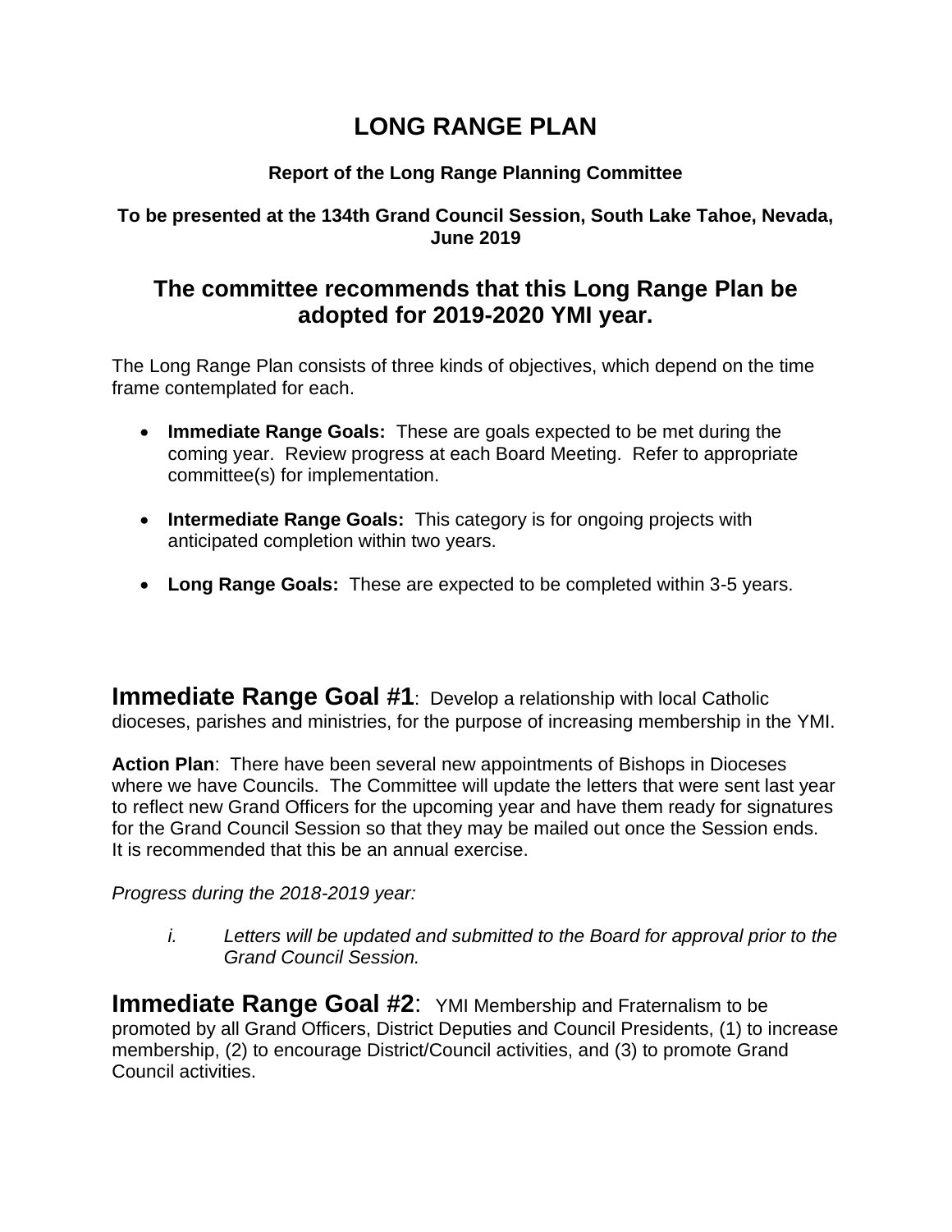# LONG RANGE PLAN

**Report of the Long Range Planning Committee**

**To be presented at the 134th Grand Council Session, South Lake Tahoe, Nevada, June 2019**

## The committee recommends that this Long Range Plan be adopted for 2019-2020 YMI year.

The Long Range Plan consists of three kinds of objectives, which depend on the time frame contemplated for each.

- **Immediate Range Goals:** These are goals expected to be met during the coming year. Review progress at each Board Meeting. Refer to appropriate committee(s) for implementation.
- **Intermediate Range Goals:** This category is for ongoing projects with anticipated completion within two years.
- **Long Range Goals:** These are expected to be completed within 3-5 years.

**Immediate Range Goal #1**: Develop a relationship with local Catholic dioceses, parishes and ministries, for the purpose of increasing membership in the YMI.

**Action Plan**: There have been several new appointments of Bishops in Dioceses where we have Councils. The Committee will update the letters that were sent last year to reflect new Grand Officers for the upcoming year and have them ready for signatures for the Grand Council Session so that they may be mailed out once the Session ends. It is recommended that this be an annual exercise.

*Progress during the 2018-2019 year:*

*i. Letters will be updated and submitted to the Board for approval prior to the Grand Council Session.*

**Immediate Range Goal #2**: YMI Membership and Fraternalism to be promoted by all Grand Officers, District Deputies and Council Presidents, (1) to increase membership, (2) to encourage District/Council activities, and (3) to promote Grand Council activities.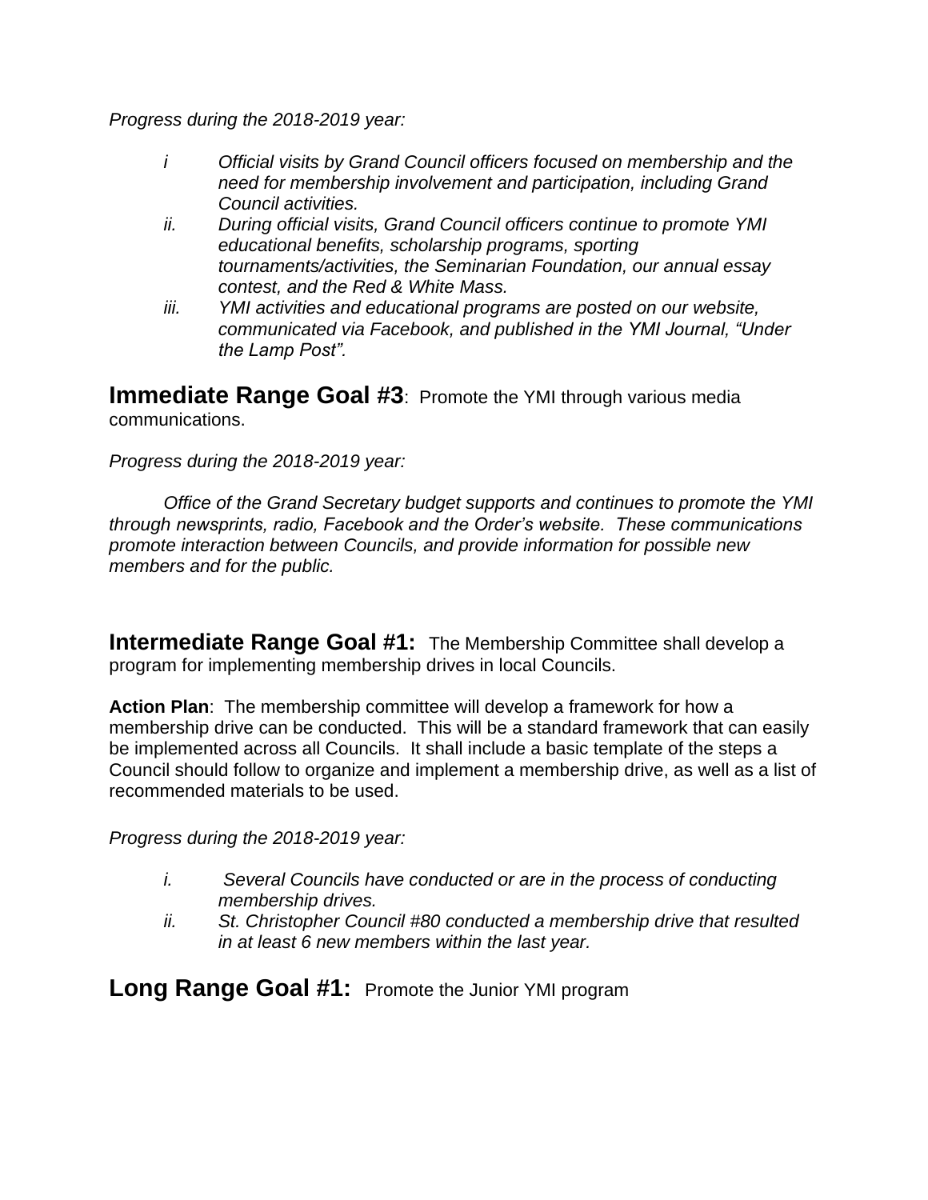*Progress during the 2018-2019 year:*

- *i Official visits by Grand Council officers focused on membership and the need for membership involvement and participation, including Grand Council activities.*
- *ii. During official visits, Grand Council officers continue to promote YMI educational benefits, scholarship programs, sporting tournaments/activities, the Seminarian Foundation, our annual essay contest, and the Red & White Mass.*
- *iii. YMI activities and educational programs are posted on our website, communicated via Facebook, and published in the YMI Journal, "Under the Lamp Post".*

**Immediate Range Goal #3**: Promote the YMI through various media communications.

*Progress during the 2018-2019 year:*

*Office of the Grand Secretary budget supports and continues to promote the YMI through newsprints, radio, Facebook and the Order's website. These communications promote interaction between Councils, and provide information for possible new members and for the public.*

**Intermediate Range Goal #1:** The Membership Committee shall develop a program for implementing membership drives in local Councils.

**Action Plan**: The membership committee will develop a framework for how a membership drive can be conducted. This will be a standard framework that can easily be implemented across all Councils. It shall include a basic template of the steps a Council should follow to organize and implement a membership drive, as well as a list of recommended materials to be used.

*Progress during the 2018-2019 year:*

- *i. Several Councils have conducted or are in the process of conducting membership drives.*
- *ii. St. Christopher Council #80 conducted a membership drive that resulted in at least 6 new members within the last year.*

**Long Range Goal #1:** Promote the Junior YMI program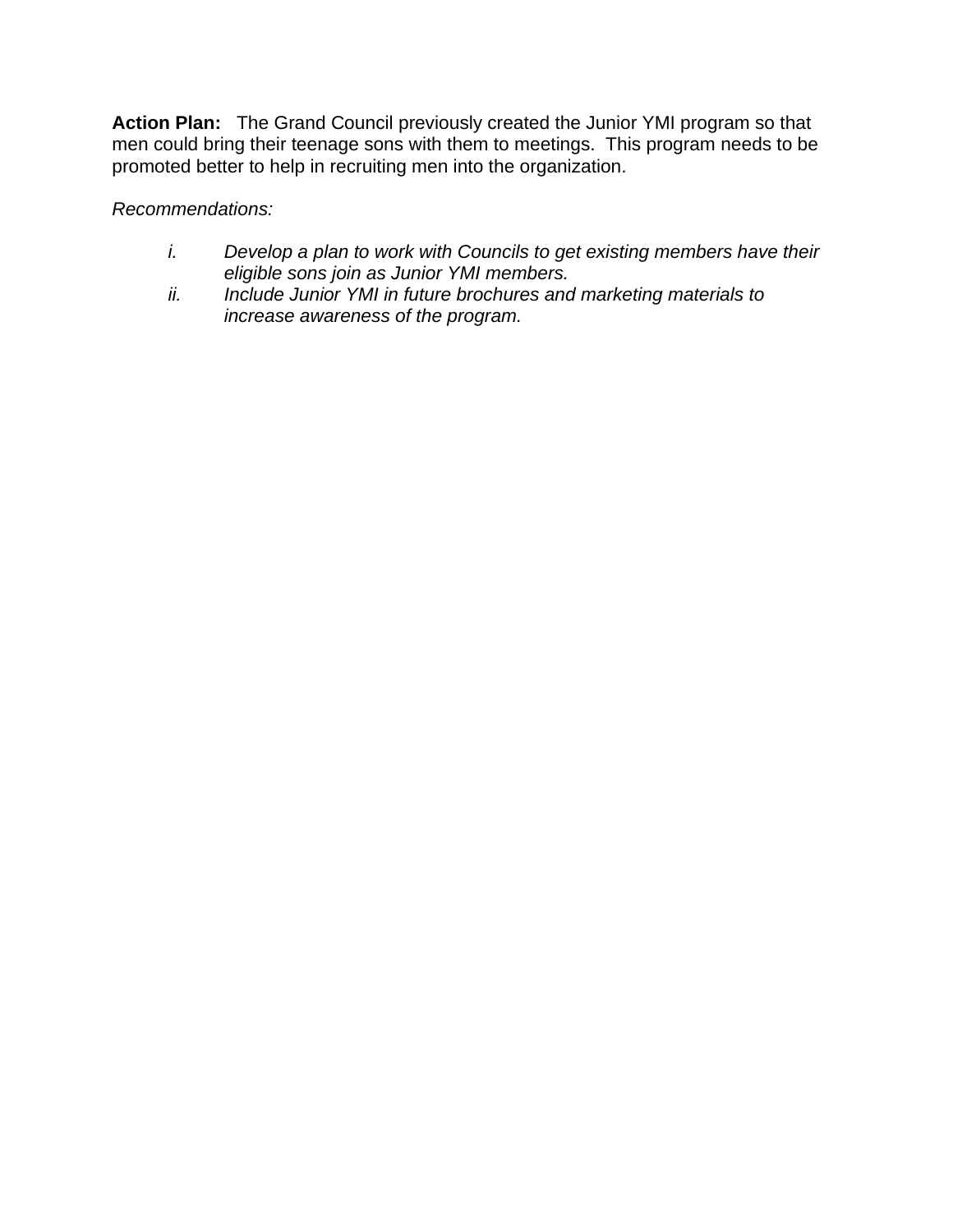**Action Plan:** The Grand Council previously created the Junior YMI program so that men could bring their teenage sons with them to meetings. This program needs to be promoted better to help in recruiting men into the organization.

*Recommendations:*

- *i.* *Develop a plan to work with Councils to get existing members have their eligible sons join as Junior YMI members.*
- *ii.* *Include Junior YMI in future brochures and marketing materials to increase awareness of the program.*